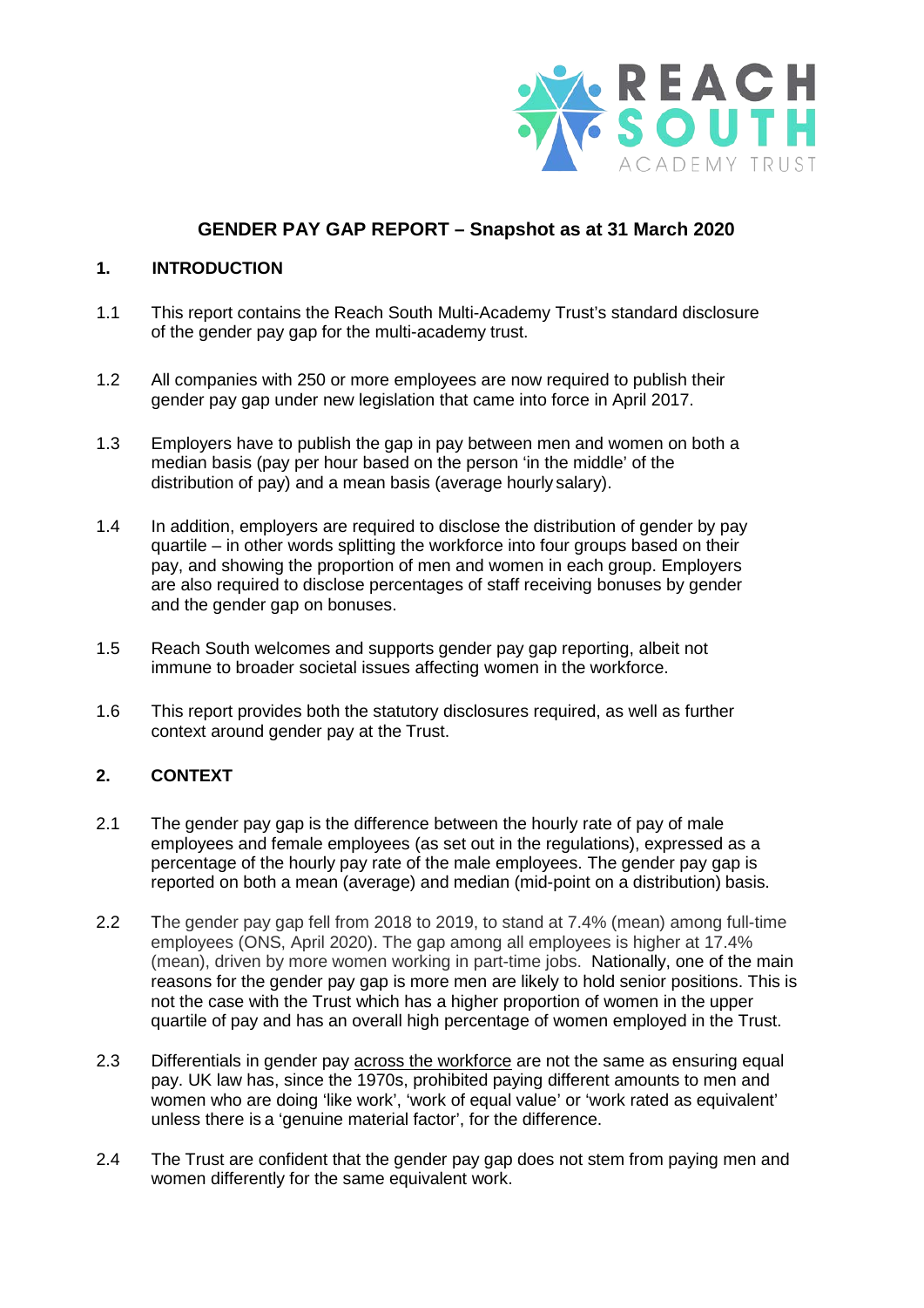REACH SOUTH ACADEMY TRUST

# GENDER PAY GAP REPORT – Snapshot as at 31 March 2020

## 1. INTRODUCTION

1.1 This report contains the Reach South Multi-Academy Trust's standard disclosure of the gender pay gap for the multi-academy trust.

1.2 All companies with 250 or more employees are now required to publish their gender pay gap under new legislation that came into force in April 2017.

1.3 Employers have to publish the gap in pay between men and women on both a median basis (pay per hour based on the person 'in the middle' of the distribution of pay) and a mean basis (average hourly salary).

1.4 In addition, employers are required to disclose the distribution of gender by pay quartile – in other words splitting the workforce into four groups based on their pay, and showing the proportion of men and women in each group. Employers are also required to disclose percentages of staff receiving bonuses by gender and the gender gap on bonuses.

1.5 Reach South welcomes and supports gender pay gap reporting, albeit not immune to broader societal issues affecting women in the workforce.

1.6 This report provides both the statutory disclosures required, as well as further context around gender pay at the Trust.

## 2. CONTEXT

2.1 The gender pay gap is the difference between the hourly rate of pay of male employees and female employees (as set out in the regulations), expressed as a percentage of the hourly pay rate of the male employees. The gender pay gap is reported on both a mean (average) and median (mid-point on a distribution) basis.

2.2 The gender pay gap fell from 2018 to 2019, to stand at 7.4% (mean) among full-time employees (ONS, April 2020). The gap among all employees is higher at 17.4% (mean), driven by more women working in part-time jobs. Nationally, one of the main reasons for the gender pay gap is more men are likely to hold senior positions. This is not the case with the Trust which has a higher proportion of women in the upper quartile of pay and has an overall high percentage of women employed in the Trust.

2.3 Differentials in gender pay across the workforce are not the same as ensuring equal pay. UK law has, since the 1970s, prohibited paying different amounts to men and women who are doing 'like work', 'work of equal value' or 'work rated as equivalent' unless there is a 'genuine material factor', for the difference.

2.4 The Trust are confident that the gender pay gap does not stem from paying men and women differently for the same equivalent work.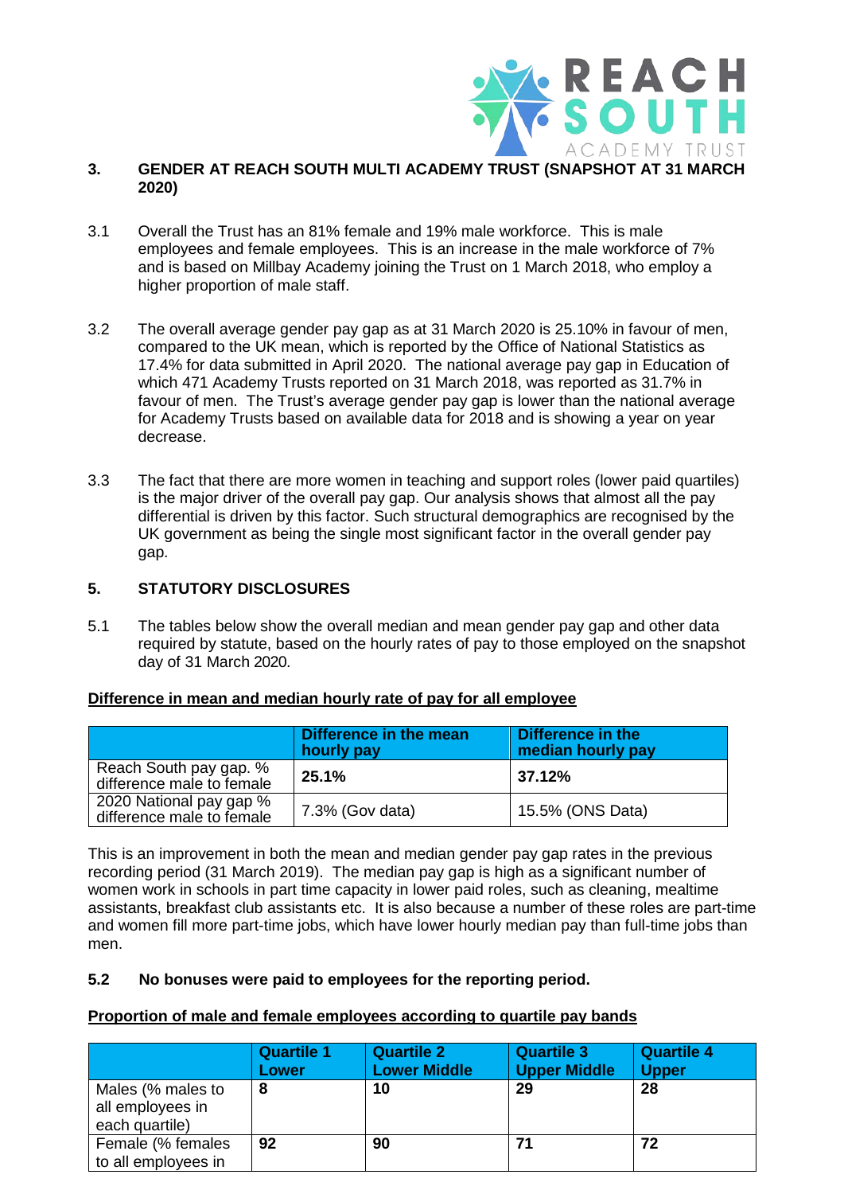## 3. GENDER AT REACH SOUTH MULTI ACADEMY TRUST (SNAPSHOT AT 31 MARCH 2020)

3.1 Overall the Trust has an 81% female and 19% male workforce. This is male employees and female employees. This is an increase in the male workforce of 7% and is based on Millbay Academy joining the Trust on 1 March 2018, who employ a higher proportion of male staff.

3.2 The overall average gender pay gap as at 31 March 2020 is 25.10% in favour of men, compared to the UK mean, which is reported by the Office of National Statistics as 17.4% for data submitted in April 2020. The national average pay gap in Education of which 471 Academy Trusts reported on 31 March 2018, was reported as 31.7% in favour of men. The Trust's average gender pay gap is lower than the national average for Academy Trusts based on available data for 2018 and is showing a year on year decrease.

3.3 The fact that there are more women in teaching and support roles (lower paid quartiles) is the major driver of the overall pay gap. Our analysis shows that almost all the pay differential is driven by this factor. Such structural demographics are recognised by the UK government as being the single most significant factor in the overall gender pay gap.

## 5. STATUTORY DISCLOSURES

5.1 The tables below show the overall median and mean gender pay gap and other data required by statute, based on the hourly rates of pay to those employed on the snapshot day of 31 March 2020.

**Difference in mean and median hourly rate of pay for all employee**

| | Difference in the mean hourly pay | Difference in the median hourly pay |
|---|---|---|
| Reach South pay gap. % difference male to female | **25.1%** | **37.12%** |
| 2020 National pay gap % difference male to female | 7.3% (Gov data) | 15.5% (ONS Data) |

This is an improvement in both the mean and median gender pay gap rates in the previous recording period (31 March 2019). The median pay gap is high as a significant number of women work in schools in part time capacity in lower paid roles, such as cleaning, mealtime assistants, breakfast club assistants etc. It is also because a number of these roles are part-time and women fill more part-time jobs, which have lower hourly median pay than full-time jobs than men.

**5.2 No bonuses were paid to employees for the reporting period.**

**Proportion of male and female employees according to quartile pay bands**

| | Quartile 1 Lower | Quartile 2 Lower Middle | Quartile 3 Upper Middle | Quartile 4 Upper |
|---|---|---|---|---|
| Males (% males to all employees in each quartile) | **8** | **10** | **29** | **28** |
| Female (% females to all employees in | **92** | **90** | **71** | **72** |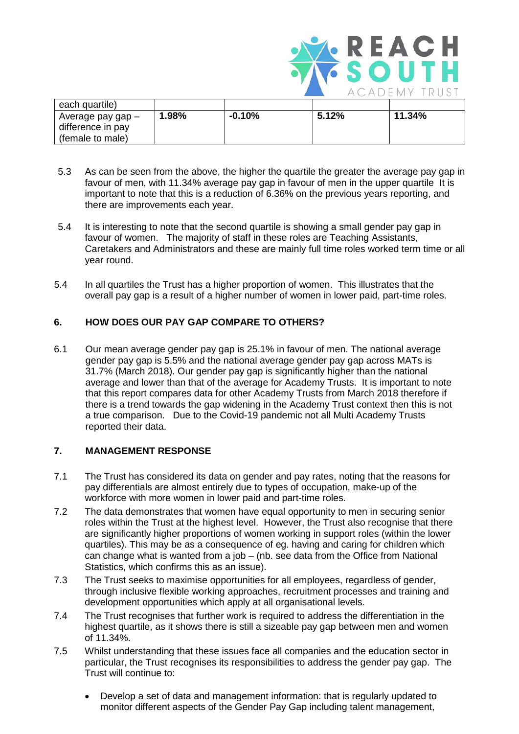| each quartile) | | | | |
|---|---|---|---|---|
| Average pay gap – difference in pay (female to male) | **1.98%** | **-0.10%** | **5.12%** | **11.34%** |

5.3 As can be seen from the above, the higher the quartile the greater the average pay gap in favour of men, with 11.34% average pay gap in favour of men in the upper quartile It is important to note that this is a reduction of 6.36% on the previous years reporting, and there are improvements each year.

5.4 It is interesting to note that the second quartile is showing a small gender pay gap in favour of women. The majority of staff in these roles are Teaching Assistants, Caretakers and Administrators and these are mainly full time roles worked term time or all year round.

5.4 In all quartiles the Trust has a higher proportion of women. This illustrates that the overall pay gap is a result of a higher number of women in lower paid, part-time roles.

## 6. HOW DOES OUR PAY GAP COMPARE TO OTHERS?

6.1 Our mean average gender pay gap is 25.1% in favour of men. The national average gender pay gap is 5.5% and the national average gender pay gap across MATs is 31.7% (March 2018). Our gender pay gap is significantly higher than the national average and lower than that of the average for Academy Trusts. It is important to note that this report compares data for other Academy Trusts from March 2018 therefore if there is a trend towards the gap widening in the Academy Trust context then this is not a true comparison. Due to the Covid-19 pandemic not all Multi Academy Trusts reported their data.

## 7. MANAGEMENT RESPONSE

7.1 The Trust has considered its data on gender and pay rates, noting that the reasons for pay differentials are almost entirely due to types of occupation, make-up of the workforce with more women in lower paid and part-time roles.

7.2 The data demonstrates that women have equal opportunity to men in securing senior roles within the Trust at the highest level. However, the Trust also recognise that there are significantly higher proportions of women working in support roles (within the lower quartiles). This may be as a consequence of eg. having and caring for children which can change what is wanted from a job – (nb. see data from the Office from National Statistics, which confirms this as an issue).

7.3 The Trust seeks to maximise opportunities for all employees, regardless of gender, through inclusive flexible working approaches, recruitment processes and training and development opportunities which apply at all organisational levels.

7.4 The Trust recognises that further work is required to address the differentiation in the highest quartile, as it shows there is still a sizeable pay gap between men and women of 11.34%.

7.5 Whilst understanding that these issues face all companies and the education sector in particular, the Trust recognises its responsibilities to address the gender pay gap. The Trust will continue to:

- Develop a set of data and management information: that is regularly updated to monitor different aspects of the Gender Pay Gap including talent management,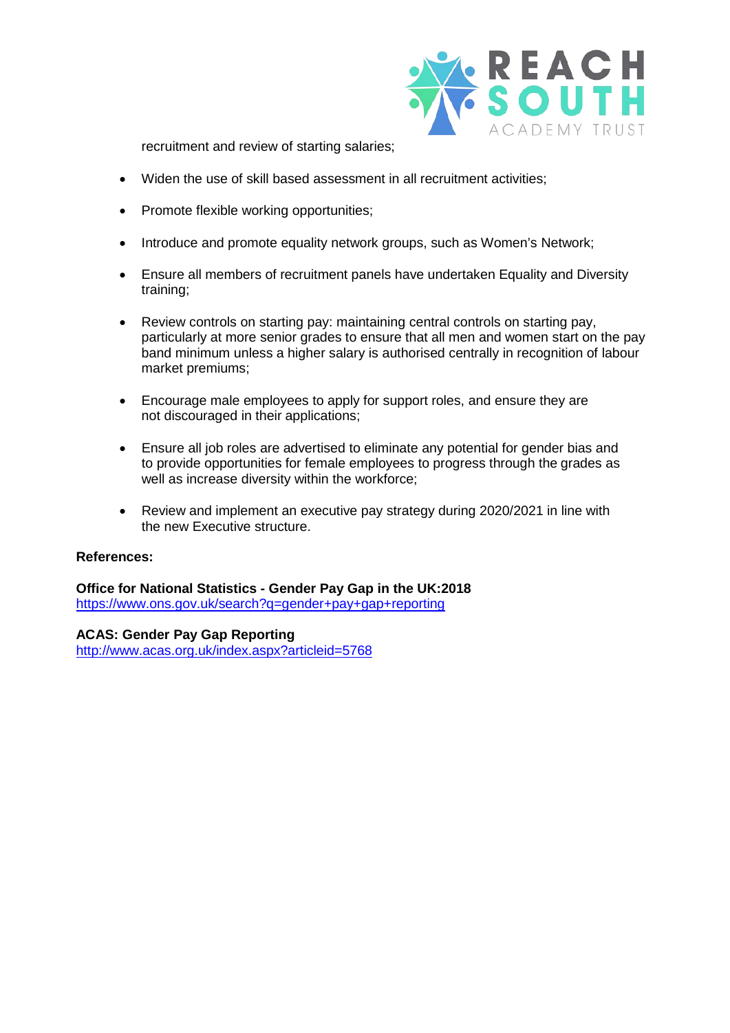recruitment and review of starting salaries;

- Widen the use of skill based assessment in all recruitment activities;
- Promote flexible working opportunities;
- Introduce and promote equality network groups, such as Women's Network;
- Ensure all members of recruitment panels have undertaken Equality and Diversity training;
- Review controls on starting pay: maintaining central controls on starting pay, particularly at more senior grades to ensure that all men and women start on the pay band minimum unless a higher salary is authorised centrally in recognition of labour market premiums;
- Encourage male employees to apply for support roles, and ensure they are not discouraged in their applications;
- Ensure all job roles are advertised to eliminate any potential for gender bias and to provide opportunities for female employees to progress through the grades as well as increase diversity within the workforce;
- Review and implement an executive pay strategy during 2020/2021 in line with the new Executive structure.

**References:**

**Office for National Statistics - Gender Pay Gap in the UK:2018**
https://www.ons.gov.uk/search?q=gender+pay+gap+reporting

**ACAS: Gender Pay Gap Reporting**
http://www.acas.org.uk/index.aspx?articleid=5768